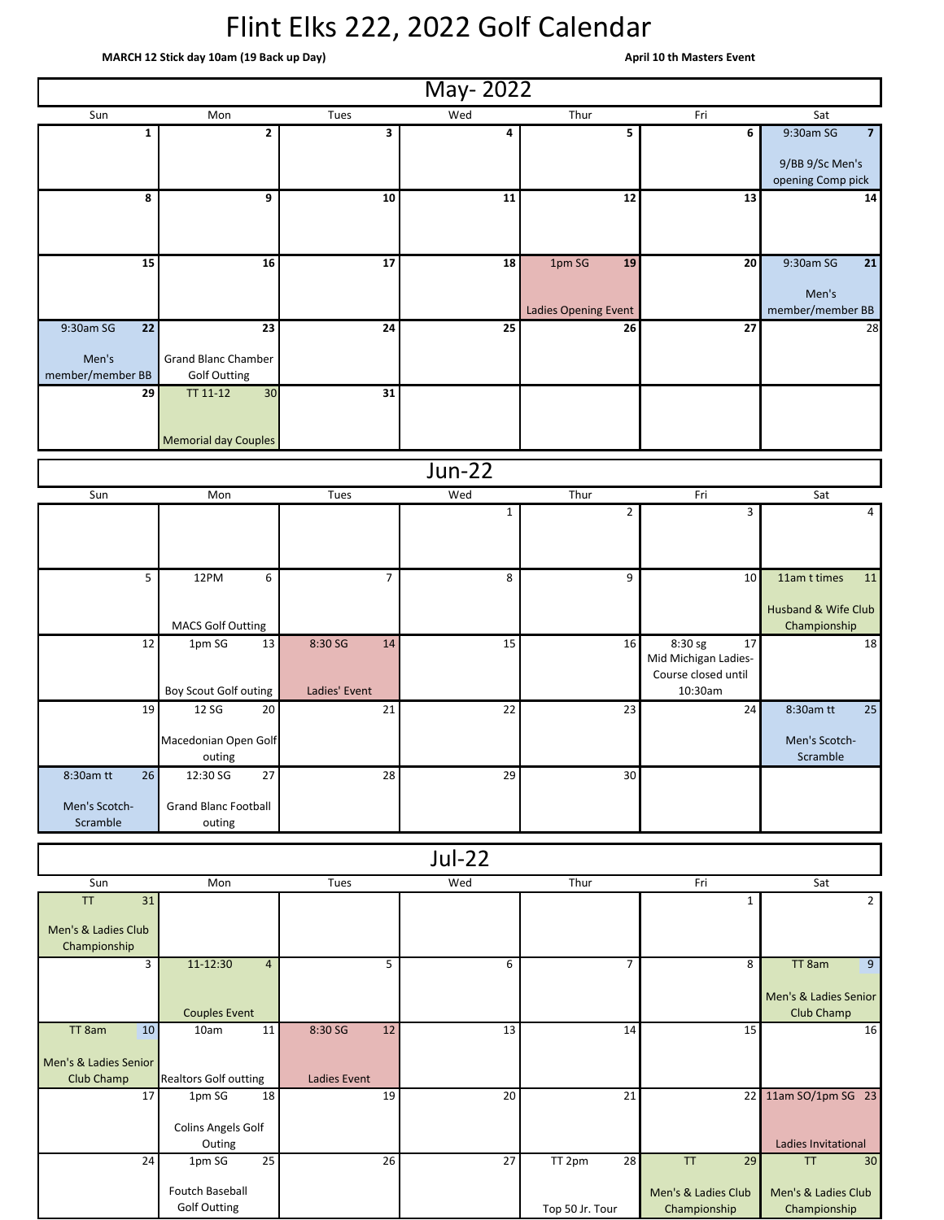# Flint Elks 222, 2022 Golf Calendar

**MARCH 12 Stick day 10am (19 Back up Day)**

**April 10 th Masters Event**

## May- 2022

| Sun | Mon | Tues | Wed | Thur | Fri | Sat |
|---|---|---|---|---|---|---|
| 1 | 2 | 3 | 4 | 5 | 6 | 7 9:30am SG 9/BB 9/Sc Men's opening Comp pick |
| 8 | 9 | 10 | 11 | 12 | 13 | 14 |
| 15 | 16 | 17 | 18 | 19 1pm SG Ladies Opening Event | 20 | 21 9:30am SG Men's member/member BB |
| 22 9:30am SG Men's member/member BB | 23 Grand Blanc Chamber Golf Outting | 24 | 25 | 26 | 27 | 28 |
| 29 | 30 TT 11-12 Memorial day Couples | 31 | | | | |

## Jun-22

| Sun | Mon | Tues | Wed | Thur | Fri | Sat |
|---|---|---|---|---|---|---|
| | | | 1 | 2 | 3 | 4 |
| 5 | 6 12PM MACS Golf Outting | 7 | 8 | 9 | 10 | 11 11am t times Husband & Wife Club Championship |
| 12 | 13 1pm SG Boy Scout Golf outing | 14 8:30 SG Ladies' Event | 15 | 16 | 17 8:30 sg Mid Michigan Ladies-Course closed until 10:30am | 18 |
| 19 | 20 12 SG Macedonian Open Golf outing | 21 | 22 | 23 | 24 | 25 8:30am tt Men's Scotch-Scramble |
| 26 8:30am tt Men's Scotch-Scramble | 27 12:30 SG Grand Blanc Football outing | 28 | 29 | 30 | | |

## Jul-22

| Sun | Mon | Tues | Wed | Thur | Fri | Sat |
|---|---|---|---|---|---|---|
| 31 TT Men's & Ladies Club Championship | | | | | 1 | 2 |
| 3 | 4 11-12:30 Couples Event | 5 | 6 | 7 | 8 | 9 TT 8am Men's & Ladies Senior Club Champ |
| 10 TT 8am Men's & Ladies Senior Club Champ | 11 10am Realtors Golf outting | 12 8:30 SG Ladies Event | 13 | 14 | 15 | 16 |
| 17 | 18 1pm SG Colins Angels Golf Outing | 19 | 20 | 21 | 22 | 23 11am SO/1pm SG Ladies Invitational |
| 24 | 25 1pm SG Foutch Baseball Golf Outting | 26 | 27 | 28 TT 2pm Top 50 Jr. Tour | 29 TT Men's & Ladies Club Championship | 30 TT Men's & Ladies Club Championship |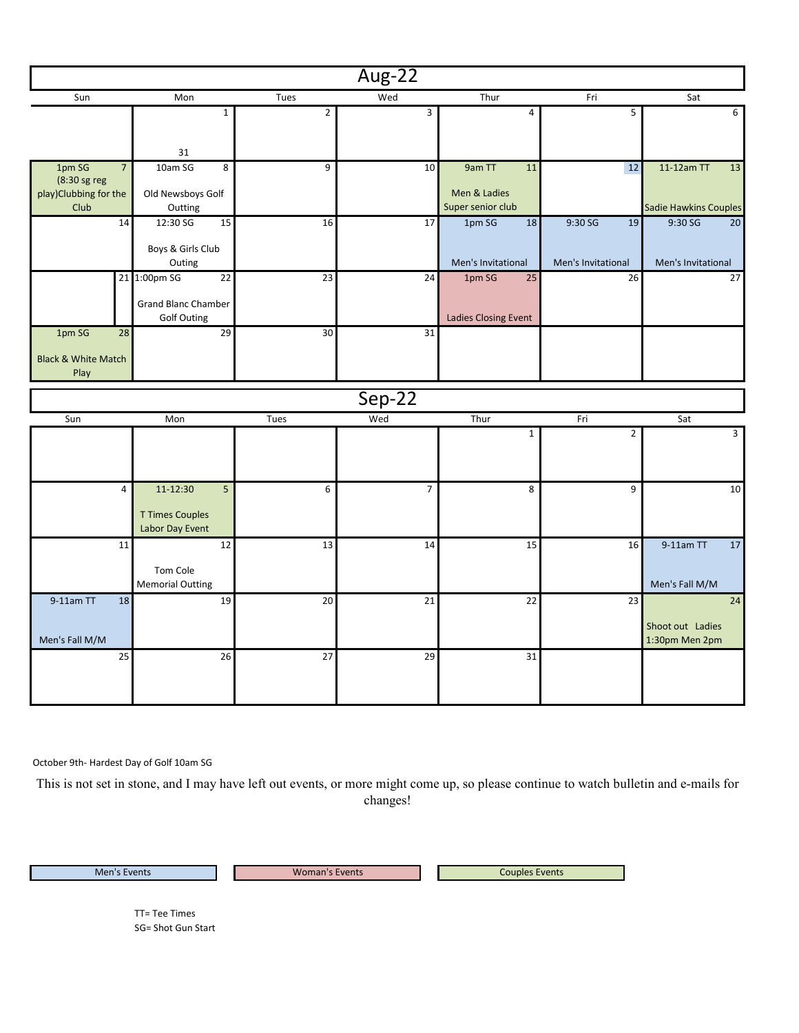## Aug-22

| Sun | Mon | Tues | Wed | Thur | Fri | Sat |
|---|---|---|---|---|---|---|
| | 1<br>31 | 2 | 3 | 4 | 5 | 6 |
| 7<br>1pm SG<br>(8:30 sg reg play)Clubbing for the Club | 8<br>10am SG<br>Old Newsboys Golf Outting | 9 | 10 | 11<br>9am TT<br>Men & Ladies Super senior club | 12 | 13<br>11-12am TT<br>Sadie Hawkins Couples |
| 14 | 15<br>12:30 SG<br>Boys & Girls Club Outing | 16 | 17 | 18<br>1pm SG<br>Men's Invitational | 19<br>9:30 SG<br>Men's Invitational | 20<br>9:30 SG<br>Men's Invitational |
| 21 | 22<br>1:00pm SG<br>Grand Blanc Chamber Golf Outing | 23 | 24 | 25<br>1pm SG<br>Ladies Closing Event | 26 | 27 |
| 28<br>1pm SG<br>Black & White Match Play | 29 | 30 | 31 | | | |

## Sep-22

| Sun | Mon | Tues | Wed | Thur | Fri | Sat |
|---|---|---|---|---|---|---|
| | | | | 1 | 2 | 3 |
| 4 | 5<br>11-12:30<br>T Times Couples Labor Day Event | 6 | 7 | 8 | 9 | 10 |
| 11 | 12<br>Tom Cole Memorial Outting | 13 | 14 | 15 | 16 | 17<br>9-11am TT<br>Men's Fall M/M |
| 18<br>9-11am TT<br>Men's Fall M/M | 19 | 20 | 21 | 22 | 23 | 24<br>Shoot out Ladies 1:30pm Men 2pm |
| 25 | 26 | 27 | 29 | 31 | | |

October 9th- Hardest Day of Golf 10am SG

This is not set in stone, and I may have left out events, or more might come up, so please continue to watch bulletin and e-mails for changes!

Men's Events | Woman's Events | Couples Events

TT= Tee Times
SG= Shot Gun Start